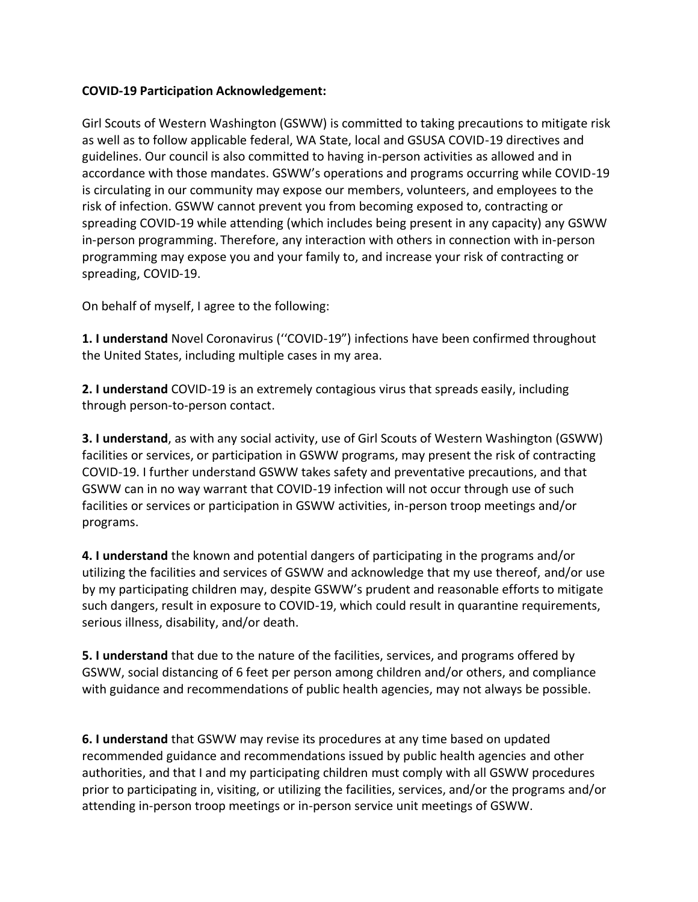**COVID-19 Participation Acknowledgement:**

Girl Scouts of Western Washington (GSWW) is committed to taking precautions to mitigate risk as well as to follow applicable federal, WA State, local and GSUSA COVID-19 directives and guidelines. Our council is also committed to having in-person activities as allowed and in accordance with those mandates. GSWW's operations and programs occurring while COVID-19 is circulating in our community may expose our members, volunteers, and employees to the risk of infection. GSWW cannot prevent you from becoming exposed to, contracting or spreading COVID-19 while attending (which includes being present in any capacity) any GSWW in-person programming. Therefore, any interaction with others in connection with in-person programming may expose you and your family to, and increase your risk of contracting or spreading, COVID-19.

On behalf of myself, I agree to the following:

**1. I understand** Novel Coronavirus (''COVID-19") infections have been confirmed throughout the United States, including multiple cases in my area.

**2. I understand** COVID-19 is an extremely contagious virus that spreads easily, including through person-to-person contact.

**3. I understand**, as with any social activity, use of Girl Scouts of Western Washington (GSWW) facilities or services, or participation in GSWW programs, may present the risk of contracting COVID-19. I further understand GSWW takes safety and preventative precautions, and that GSWW can in no way warrant that COVID-19 infection will not occur through use of such facilities or services or participation in GSWW activities, in-person troop meetings and/or programs.

**4. I understand** the known and potential dangers of participating in the programs and/or utilizing the facilities and services of GSWW and acknowledge that my use thereof, and/or use by my participating children may, despite GSWW's prudent and reasonable efforts to mitigate such dangers, result in exposure to COVID-19, which could result in quarantine requirements, serious illness, disability, and/or death.

**5. I understand** that due to the nature of the facilities, services, and programs offered by GSWW, social distancing of 6 feet per person among children and/or others, and compliance with guidance and recommendations of public health agencies, may not always be possible.

**6. I understand** that GSWW may revise its procedures at any time based on updated recommended guidance and recommendations issued by public health agencies and other authorities, and that I and my participating children must comply with all GSWW procedures prior to participating in, visiting, or utilizing the facilities, services, and/or the programs and/or attending in-person troop meetings or in-person service unit meetings of GSWW.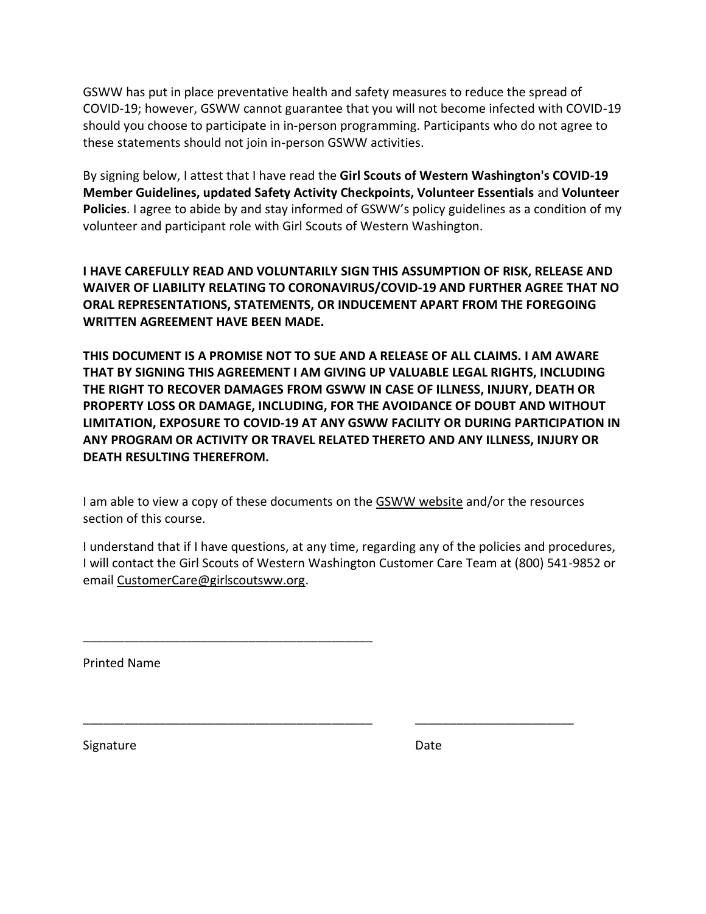GSWW has put in place preventative health and safety measures to reduce the spread of COVID-19; however, GSWW cannot guarantee that you will not become infected with COVID-19 should you choose to participate in in-person programming. Participants who do not agree to these statements should not join in-person GSWW activities.

By signing below, I attest that I have read the **Girl Scouts of Western Washington's COVID-19 Member Guidelines, updated Safety Activity Checkpoints, Volunteer Essentials** and **Volunteer Policies**. I agree to abide by and stay informed of GSWW's policy guidelines as a condition of my volunteer and participant role with Girl Scouts of Western Washington.

**I HAVE CAREFULLY READ AND VOLUNTARILY SIGN THIS ASSUMPTION OF RISK, RELEASE AND WAIVER OF LIABILITY RELATING TO CORONAVIRUS/COVID-19 AND FURTHER AGREE THAT NO ORAL REPRESENTATIONS, STATEMENTS, OR INDUCEMENT APART FROM THE FOREGOING WRITTEN AGREEMENT HAVE BEEN MADE.**

**THIS DOCUMENT IS A PROMISE NOT TO SUE AND A RELEASE OF ALL CLAIMS. I AM AWARE THAT BY SIGNING THIS AGREEMENT I AM GIVING UP VALUABLE LEGAL RIGHTS, INCLUDING THE RIGHT TO RECOVER DAMAGES FROM GSWW IN CASE OF ILLNESS, INJURY, DEATH OR PROPERTY LOSS OR DAMAGE, INCLUDING, FOR THE AVOIDANCE OF DOUBT AND WITHOUT LIMITATION, EXPOSURE TO COVID-19 AT ANY GSWW FACILITY OR DURING PARTICIPATION IN ANY PROGRAM OR ACTIVITY OR TRAVEL RELATED THERETO AND ANY ILLNESS, INJURY OR DEATH RESULTING THEREFROM.**

I am able to view a copy of these documents on the GSWW website and/or the resources section of this course.

I understand that if I have questions, at any time, regarding any of the policies and procedures, I will contact the Girl Scouts of Western Washington Customer Care Team at (800) 541-9852 or email CustomerCare@girlscoutsww.org.

___________________________________________

Printed Name

___________________________________________ _______________________

Signature Date